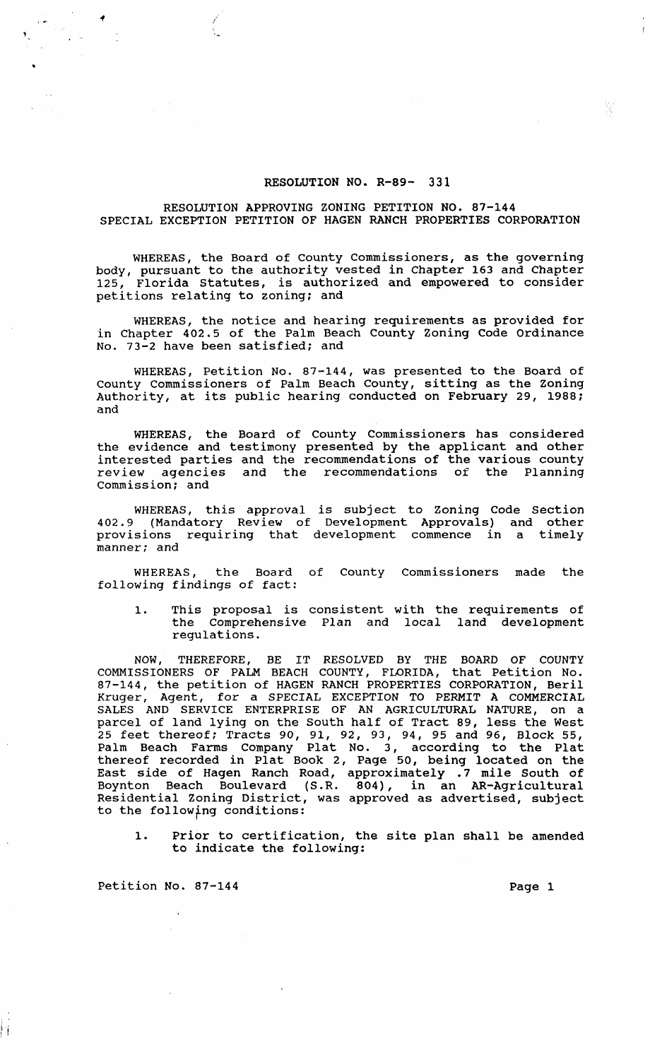# RESOLUTION NO. R-89- 331

## RESOLUTION APPROVING ZONING PETITION NO. 87-144 SPECIAL EXCEPTION PETITION OF HAGEN RANCH PROPERTIES CORPORATION

WHEREAS, the Board of County Commissioners, as the governing body, pursuant to the authority vested in Chapter 163 and Chapter 125, Florida Statutes, is authorized and empowered to consider petitions relating to zoning; and

WHEREAS, the notice and hearing requirements as provided for in Chapter 402.5 of the Palm Beach County Zoning Code Ordinance No. 73-2 have been satisfied; and

WHEREAS, Petition No. 87-144, was presented to the Board of County Commissioners of Palm Beach County, sitting as the Zoning Authority, at its public hearing conducted on February 29, 1988; and

WHEREAS, the Board of County Commissioners has considered the evidence and testimony presented by the applicant and other interested parties and the recommendations of the various county review agencies and the recommendations of the Planning Commission; and

WHEREAS, this approval is subject to Zoning Code Section 402.9 (Mandatory Review of Development Approvals) and other provisions requiring that development commence in a timely manner; and

WHEREAS, the Board of County Commissioners made the following findings of fact:

1. This proposal is consistent with the requirements of the Comprehensive Plan and local land development regulations.

NOW, THEREFORE, BE IT RESOLVED BY THE BOARD OF COUNTY COMMISSIONERS OF PALM BEACH COUNTY, FLORIDA, that Petition No. 87-144, the petition of HAGEN RANCH PROPERTIES CORPORATION, Beril Kruger, Agent, for a SPECIAL EXCEPTION TO PERMIT A COMMERCIAL SALES AND SERVICE ENTERPRISE OF AN AGRICULTURAL NATURE, on a parcel of land lying on the South half of Tract 89, less the West 25 feet thereof; Tracts 90, 91, 92, 93, 94, 95 and 96, Block 55, Palm Beach Farms Company Plat No. 3, according to the Plat thereof recorded in Plat Book 2, Page 50, being located on the East side of Hagen Ranch Road, approximately .7 mile South of Boynton Beach Boulevard (S.R. 804), in an AR-Agricultural Residential Zoning District, was approved as advertised, subject to the following conditions:

1. Prior to certification, the site plan shall be amended to indicate the following:

Petition No. 87-144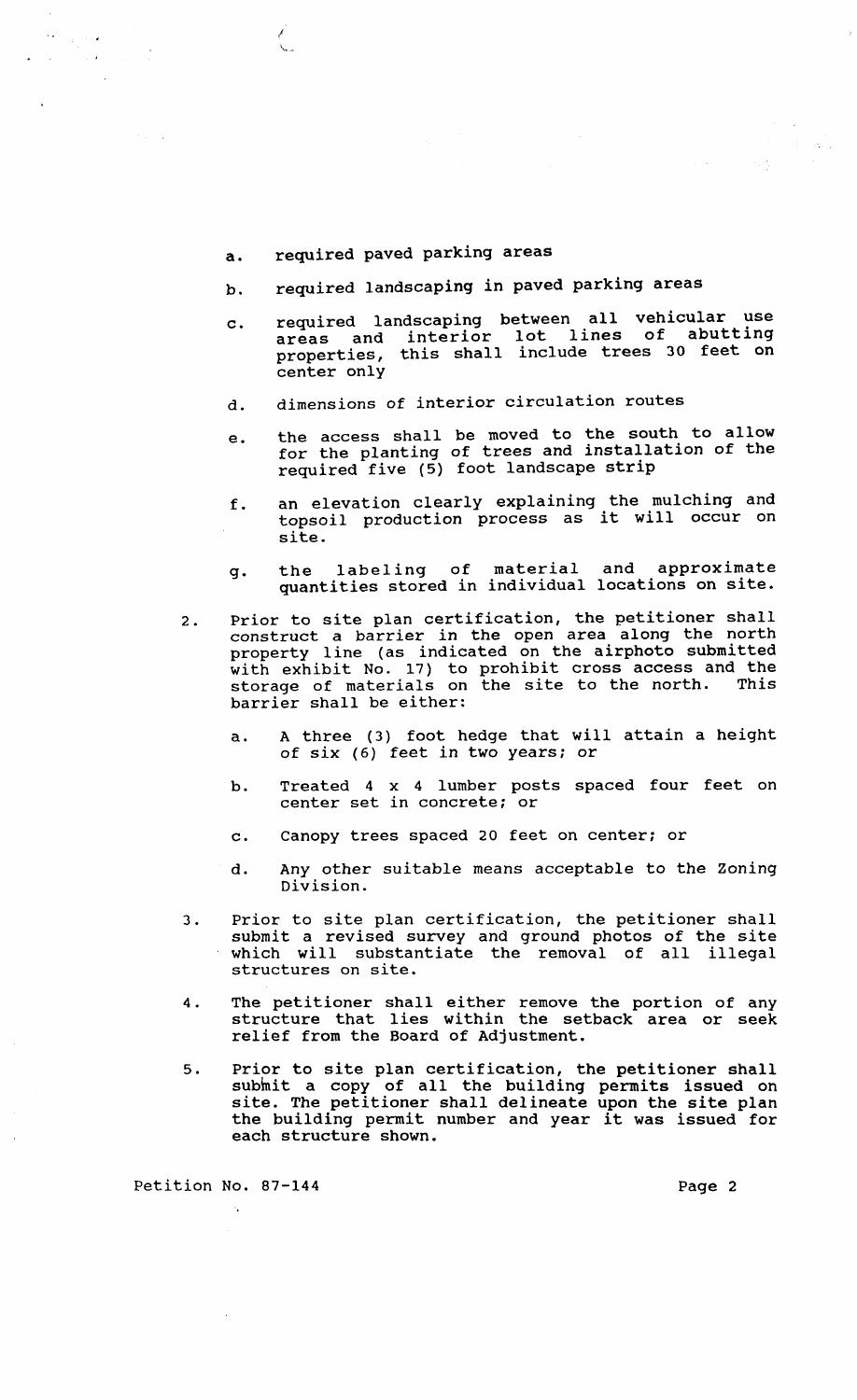a. required paved parking areas

b. required landscaping in paved parking areas

c. required landscaping between all vehicular use areas and interior lot lines of abutting properties, this shall include trees 30 feet on center only

d. dimensions of interior circulation routes

e. the access shall be moved to the south to allow for the planting of trees and installation of the required five (5) foot landscape strip

f. an elevation clearly explaining the mulching and topsoil production process as it will occur on site.

g. the labeling of material and approximate quantities stored in individual locations on site.

2. Prior to site plan certification, the petitioner shall construct a barrier in the open area along the north property line (as indicated on the airphoto submitted with exhibit No. 17) to prohibit cross access and the storage of materials on the site to the north. This barrier shall be either:

   a. A three (3) foot hedge that will attain a height of six (6) feet in two years; or

   b. Treated 4 x 4 lumber posts spaced four feet on center set in concrete; or

   c. Canopy trees spaced 20 feet on center; or

   d. Any other suitable means acceptable to the Zoning Division.

3. Prior to site plan certification, the petitioner shall submit a revised survey and ground photos of the site which will substantiate the removal of all illegal structures on site.

4. The petitioner shall either remove the portion of any structure that lies within the setback area or seek relief from the Board of Adjustment.

5. Prior to site plan certification, the petitioner shall submit a copy of all the building permits issued on site. The petitioner shall delineate upon the site plan the building permit number and year it was issued for each structure shown.

Petition No. 87-144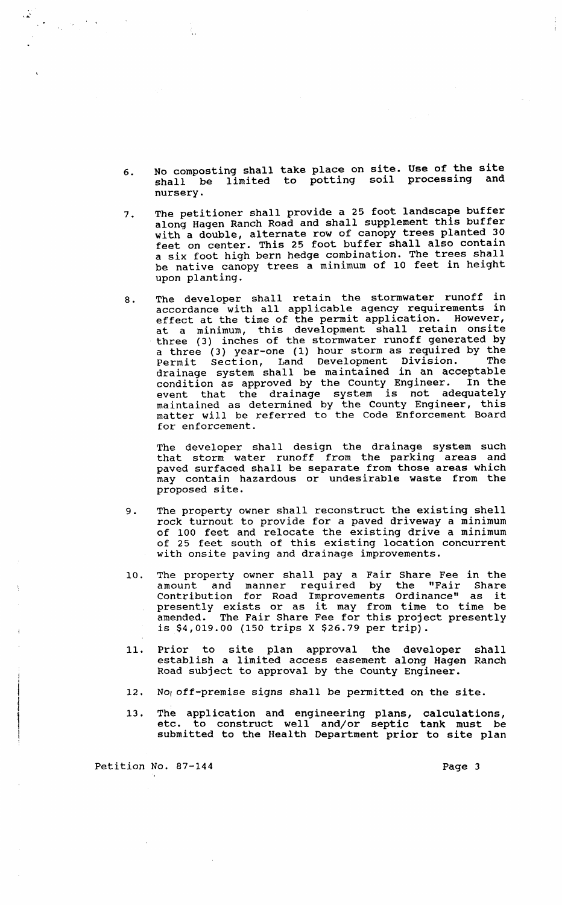6. No composting shall take place on site. Use of the site shall be limited to potting soil processing and nursery.

7. The petitioner shall provide a 25 foot landscape buffer along Hagen Ranch Road and shall supplement this buffer with a double, alternate row of canopy trees planted 30 feet on center. This 25 foot buffer shall also contain a six foot high bern hedge combination. The trees shall be native canopy trees a minimum of 10 feet in height upon planting.

8. The developer shall retain the stormwater runoff in accordance with all applicable agency requirements in effect at the time of the permit application. However, at a minimum, this development shall retain onsite three (3) inches of the stormwater runoff generated by a three (3) year-one (1) hour storm as required by the Permit Section, Land Development Division. The drainage system shall be maintained in an acceptable condition as approved by the County Engineer. In the event that the drainage system is not adequately maintained as determined by the County Engineer, this matter will be referred to the Code Enforcement Board for enforcement.

   The developer shall design the drainage system such that storm water runoff from the parking areas and paved surfaced shall be separate from those areas which may contain hazardous or undesirable waste from the proposed site.

9. The property owner shall reconstruct the existing shell rock turnout to provide for a paved driveway a minimum of 100 feet and relocate the existing drive a minimum of 25 feet south of this existing location concurrent with onsite paving and drainage improvements.

10. The property owner shall pay a Fair Share Fee in the amount and manner required by the "Fair Share Contribution for Road Improvements Ordinance" as it presently exists or as it may from time to time be amended. The Fair Share Fee for this project presently is $4,019.00 (150 trips X $26.79 per trip).

11. Prior to site plan approval the developer shall establish a limited access easement along Hagen Ranch Road subject to approval by the County Engineer.

12. No off-premise signs shall be permitted on the site.

13. The application and engineering plans, calculations, etc. to construct well and/or septic tank must be submitted to the Health Department prior to site plan

Petition No. 87-144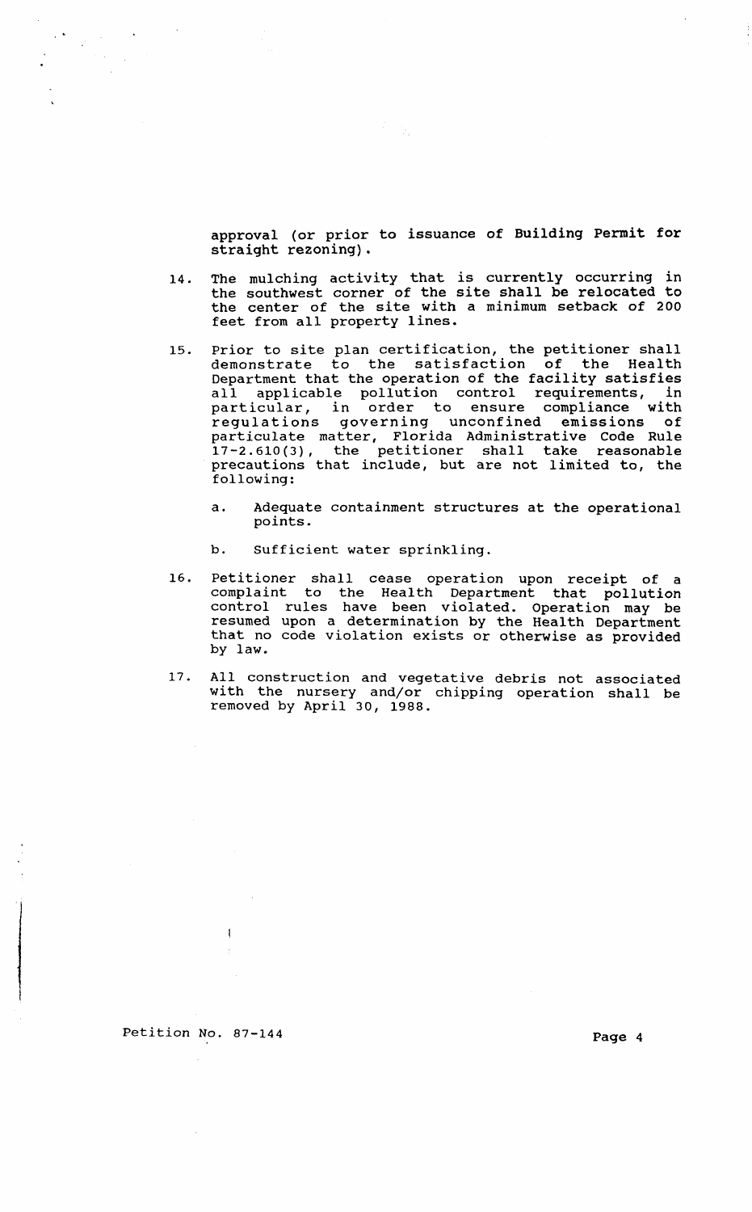approval (or prior to issuance of Building Permit for straight rezoning).

14. The mulching activity that is currently occurring in the southwest corner of the site shall be relocated to the center of the site with a minimum setback of 200 feet from all property lines.

15. Prior to site plan certification, the petitioner shall demonstrate to the satisfaction of the Health Department that the operation of the facility satisfies all applicable pollution control requirements, in particular, in order to ensure compliance with regulations governing unconfined emissions of particulate matter, Florida Administrative Code Rule 17-2.610(3), the petitioner shall take reasonable precautions that include, but are not limited to, the following:

    a. Adequate containment structures at the operational points.

    b. Sufficient water sprinkling.

16. Petitioner shall cease operation upon receipt of a complaint to the Health Department that pollution control rules have been violated. Operation may be resumed upon a determination by the Health Department that no code violation exists or otherwise as provided by law.

17. All construction and vegetative debris not associated with the nursery and/or chipping operation shall be removed by April 30, 1988.

Petition No. 87-144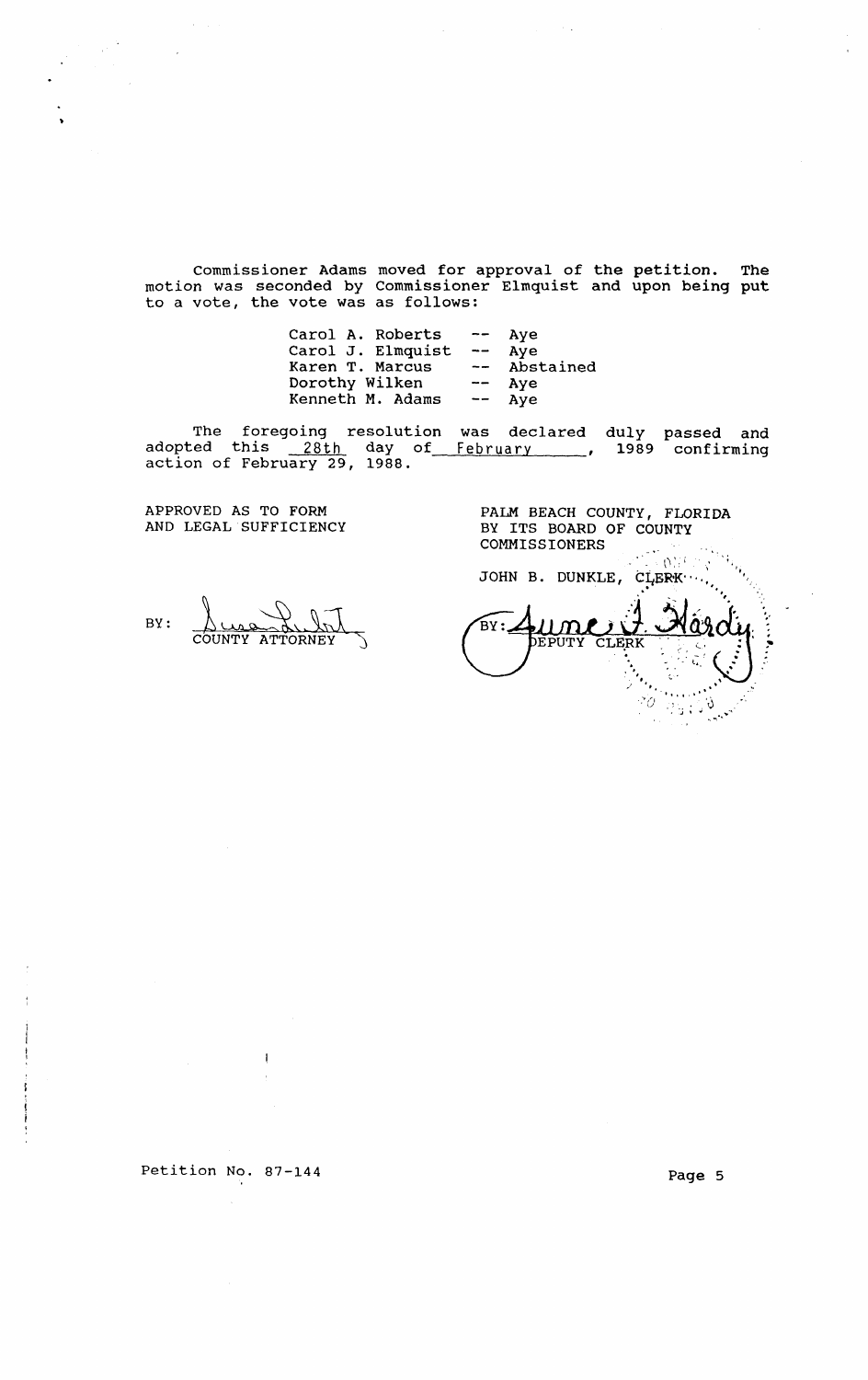Commissioner Adams moved for approval of the petition. The motion was seconded by Commissioner Elmquist and upon being put to a vote, the vote was as follows:

| | | |
|---|---|---|
| Carol A. Roberts | -- | Aye |
| Carol J. Elmquist | -- | Aye |
| Karen T. Marcus | -- | Abstained |
| Dorothy Wilken | -- | Aye |
| Kenneth M. Adams | -- | Aye |

The foregoing resolution was declared duly passed and adopted this 28th day of February, 1989 confirming action of February 29, 1988.

APPROVED AS TO FORM AND LEGAL SUFFICIENCY

BY: COUNTY ATTORNEY

PALM BEACH COUNTY, FLORIDA BY ITS BOARD OF COUNTY COMMISSIONERS

JOHN B. DUNKLE, CLERK

BY: DEPUTY CLERK

Petition No. 87-144